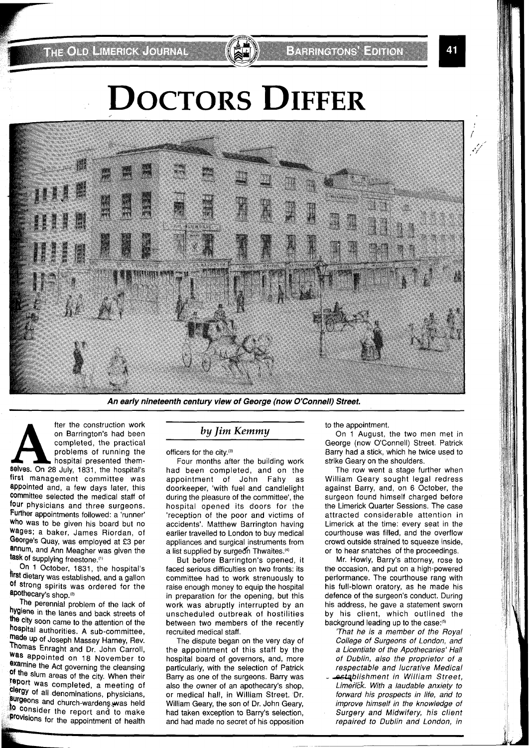# DOCTORS DIFFER

*An early nineteenth century view of George (now O'Connell) Street.*

*by Jim Kemmy*

After the construction work on Barrington's had been completed, the practical problems of running the hospital presented themselves. On 28 July, 1831, the hospital's first management committee was appointed and, a few days later, this committee selected the medical staff of four physicians and three surgeons. Further appointments followed: a 'runner' who was to be given his board but no wages; a baker, James Riordan, of George's Quay, was employed at £3 per annum, and Ann Meagher was given the task of supplying freestone.[1]

On 1 October, 1831, the hospital's first dietary was established, and a gallon of strong spirits was ordered for the apothecary's shop.[2]

The perennial problem of the lack of hygiene in the lanes and back streets of the city soon came to the attention of the hospital authorities. A sub-committee, made up of Joseph Massey Harney, Rev. Thomas Enraght and Dr. John Carroll, was appointed on 18 November to examine the Act governing the cleansing of the slum areas of the city. When their report was completed, a meeting of clergy of all denominations, physicians, surgeons and church-wardens was held to consider the report and to make provisions for the appointment of health officers for the city.[3]

Four months after the building work had been completed, and on the appointment of John Fahy as doorkeeper, 'with fuel and candlelight during the pleasure of the committee', the hospital opened its doors for the 'reception of the poor and victims of accidents'. Matthew Barrington having earlier travelled to London to buy medical appliances and surgical instruments from a list supplied by surgeon Thwaites.[4]

But before Barrington's opened, it faced serious difficulties on two fronts: its committee had to work strenuously to raise enough money to equip the hospital in preparation for the opening, but this work was abruptly interrupted by an unscheduled outbreak of hostilities between two members of the recently recruited medical staff.

The dispute began on the very day of the appointment of this staff by the hospital board of governors, and, more particularly, with the selection of Patrick Barry as one of the surgeons. Barry was also the owner of an apothecary's shop, or medical hall, in William Street. Dr. William Geary, the son of Dr. John Geary, had taken exception to Barry's selection, and had made no secret of his opposition to the appointment.

On 1 August, the two men met in George (now O'Connell) Street. Patrick Barry had a stick, which he twice used to strike Geary on the shoulders.

The row went a stage further when William Geary sought legal redress against Barry, and, on 6 October, the surgeon found himself charged before the Limerick Quarter Sessions. The case attracted considerable attention in Limerick at the time: every seat in the courthouse was filled, and the overflow crowd outside strained to squeeze inside, or to hear snatches of the proceedings.

Mr. Howly, Barry's attorney, rose to the occasion, and put on a high-powered performance. The courthouse rang with his full-blown oratory, as he made his defence of the surgeon's conduct. During his address, he gave a statement sworn by his client, which outlined the background leading up to the case:[5]

*'That he is a member of the Royal College of Surgeons of London, and a Licentiate of the Apothecaries' Hall of Dublin, also the proprietor of a respectable and lucrative Medical establishment in William Street, Limerick. With a laudable anxiety to forward his prospects in life, and to improve himself in the knowledge of Surgery and Midwifery, his client repaired to Dublin and London, in*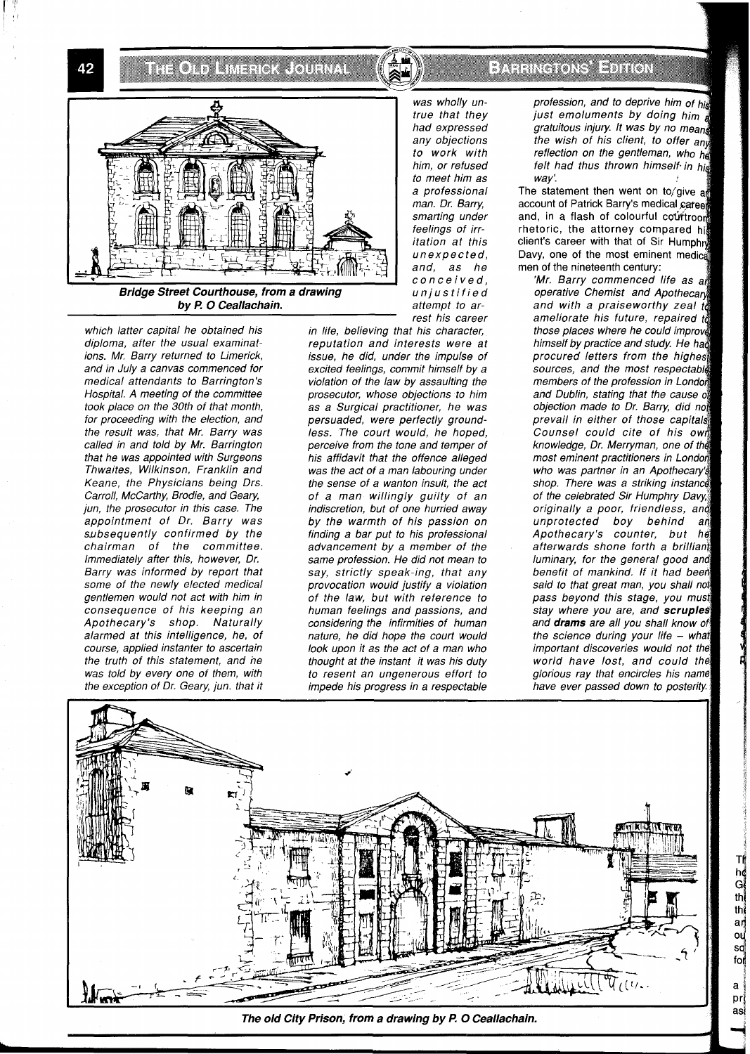Bridge Street Courthouse, from a drawing by P. O Ceallachain.

*which latter capital he obtained his diploma, after the usual examinations. Mr. Barry returned to Limerick, and in July a canvas commenced for medical attendants to Barrington's Hospital. A meeting of the committee took place on the 30th of that month, for proceeding with the election, and the result was, that Mr. Barry was called in and told by Mr. Barrington that he was appointed with Surgeons Thwaites, Wilkinson, Franklin and Keane, the Physicians being Drs. Carroll, McCarthy, Brodie, and Geary, jun, the prosecutor in this case. The appointment of Dr. Barry was subsequently confirmed by the chairman of the committee. Immediately after this, however, Dr. Barry was informed by report that some of the newly elected medical gentlemen would not act with him in consequence of his keeping an Apothecary's shop. Naturally alarmed at this intelligence, he, of course, applied instanter to ascertain the truth of this statement, and he was told by every one of them, with the exception of Dr. Geary, jun. that it was wholly untrue that they had expressed any objections to work with him, or refused to meet him as a professional man. Dr. Barry, smarting under feelings of irritation at this unexpected, and, as he conceived, unjustified attempt to arrest his career in life, believing that his character, reputation and interests were at issue, he did, under the impulse of excited feelings, commit himself by a violation of the law by assaulting the prosecutor, whose objections to him as a Surgical practitioner, he was persuaded, were perfectly groundless. The court would, he hoped, perceive from the tone and temper of his affidavit that the offence alleged was the act of a man labouring under the sense of a wanton insult, the act of a man willingly guilty of an indiscretion, but of one hurried away by the warmth of his passion on finding a bar put to his professional advancement by a member of the same profession. He did not mean to say, strictly speak-ing, that any provocation would justify a violation of the law, but with reference to human feelings and passions, and considering the infirmities of human nature, he did hope the court would look upon it as the act of a man who thought at the instant it was his duty to resent an ungenerous effort to impede his progress in a respectable profession, and to deprive him of his just emoluments by doing him a gratuitous injury. It was by no means the wish of his client, to offer any reflection on the gentleman, who he felt had thus thrown himself in his way'.*

The statement then went on to give an account of Patrick Barry's medical career and, in a flash of colourful courtroom rhetoric, the attorney compared his client's career with that of Sir Humphry Davy, one of the most eminent medical men of the nineteenth century:

*'Mr. Barry commenced life as an operative Chemist and Apothecary and with a praiseworthy zeal to ameliorate his future, repaired to those places where he could improve himself by practice and study. He had procured letters from the highest sources, and the most respectable members of the profession in London and Dublin, stating that the cause of objection made to Dr. Barry, did not prevail in either of those capitals. Counsel could cite of his own knowledge, Dr. Merryman, one of the most eminent practitioners in London who was partner in an Apothecary's shop. There was a striking instance of the celebrated Sir Humphry Davy, originally a poor, friendless, and unprotected boy behind an Apothecary's counter, but he afterwards shone forth a brilliant luminary, for the general good and benefit of mankind. If it had been said to that great man, you shall not pass beyond this stage, you must stay where you are, and **scruples** and **drams** are all you shall know of the science during your life – what important discoveries would not the world have lost, and could the glorious ray that encircles his name have ever passed down to posterity.*

The old City Prison, from a drawing by P. O Ceallachain.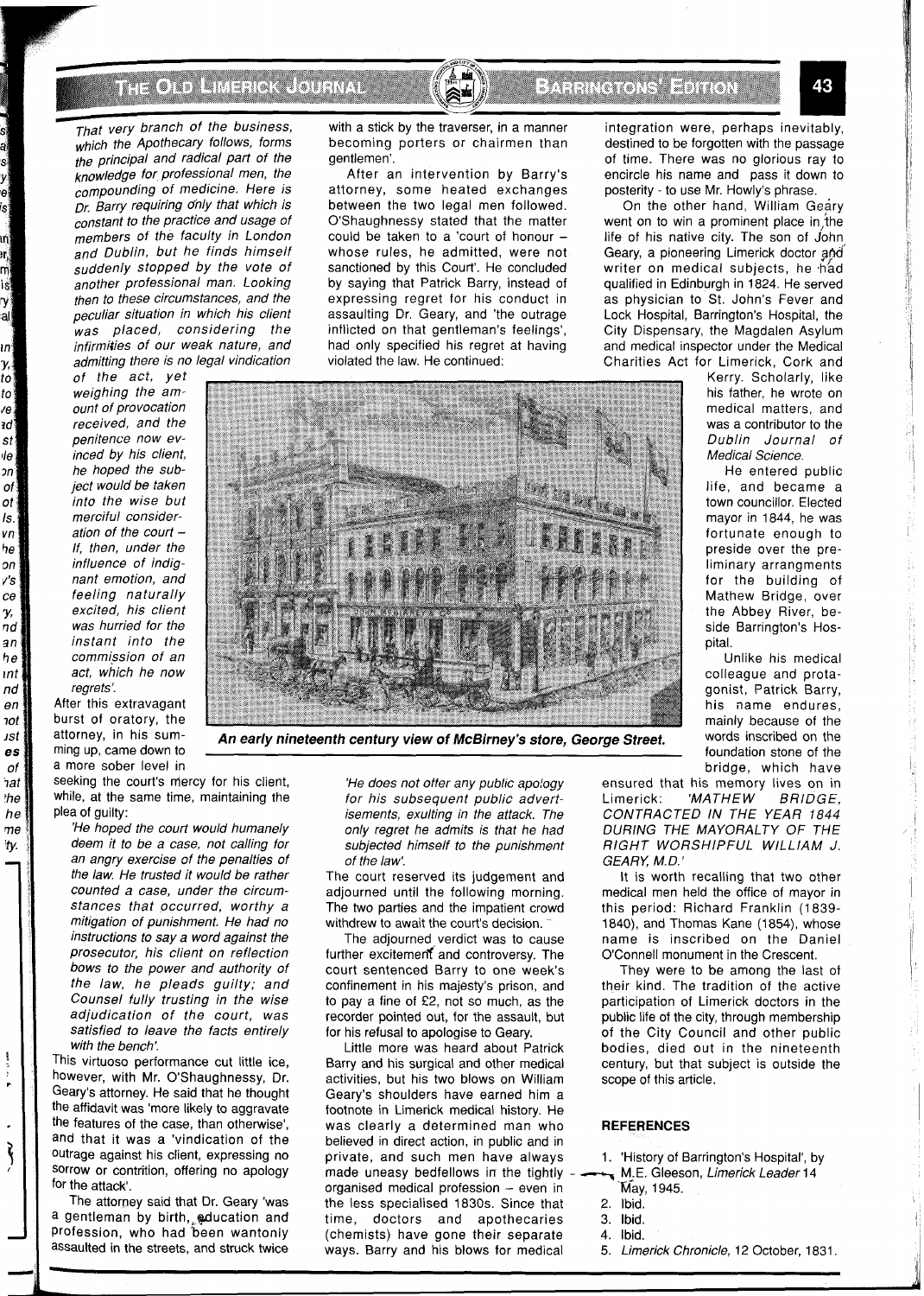*That very branch of the business, which the Apothecary follows, forms the principal and radical part of the knowledge for professional men, the compounding of medicine. Here is Dr. Barry requiring only that which is constant to the practice and usage of members of the faculty in London and Dublin, but he finds himself suddenly stopped by the vote of another professional man. Looking then to these circumstances, and the peculiar situation in which his client was placed, considering the infirmities of our weak nature, and admitting there is no legal vindication of the act, yet weighing the amount of provocation received, and the penitence now evinced by his client, he hoped the subject would be taken into the wise but merciful consideration of the court – If, then, under the influence of indignant emotion, and feeling naturally excited, his client was hurried for the instant into the commission of an act, which he now regrets'.*

After this extravagant burst of oratory, the attorney, in his summing up, came down to a more sober level in seeking the court's mercy for his client, while, at the same time, maintaining the plea of guilty:

*'He hoped the court would humanely deem it to be a case, not calling for an angry exercise of the penalties of the law. He trusted it would be rather counted a case, under the circumstances that occurred, worthy a mitigation of punishment. He had no instructions to say a word against the prosecutor, his client on reflection bows to the power and authority of the law, he pleads guilty; and Counsel fully trusting in the wise adjudication of the court, was satisfied to leave the facts entirely with the bench'.*

This virtuoso performance cut little ice, however, with Mr. O'Shaughnessy, Dr. Geary's attorney. He said that he thought the affidavit was 'more likely to aggravate the features of the case, than otherwise', and that it was a 'vindication of the outrage against his client, expressing no sorrow or contrition, offering no apology for the attack'.

The attorney said that Dr. Geary 'was a gentleman by birth, education and profession, who had been wantonly assaulted in the streets, and struck twice with a stick by the traverser, in a manner becoming porters or chairmen than gentlemen'.

After an intervention by Barry's attorney, some heated exchanges between the two legal men followed. O'Shaughnessy stated that the matter could be taken to a 'court of honour – whose rules, he admitted, were not sanctioned by this Court'. He concluded by saying that Patrick Barry, instead of expressing regret for his conduct in assaulting Dr. Geary, and 'the outrage inflicted on that gentleman's feelings', had only specified his regret at having violated the law. He continued:

*'He does not offer any public apology for his subsequent public advertisements, exulting in the attack. The only regret he admits is that he had subjected himself to the punishment of the law'.*

The court reserved its judgement and adjourned until the following morning. The two parties and the impatient crowd withdrew to await the court's decision.

The adjourned verdict was to cause further excitement and controversy. The court sentenced Barry to one week's confinement in his majesty's prison, and to pay a fine of £2, not so much, as the recorder pointed out, for the assault, but for his refusal to apologise to Geary.

Little more was heard about Patrick Barry and his surgical and other medical activities, but his two blows on William Geary's shoulders have earned him a footnote in Limerick medical history. He was clearly a determined man who believed in direct action, in public and in private, and such men have always made uneasy bedfellows in the tightly organised medical profession – even in the less specialised 1830s. Since that time, doctors and apothecaries (chemists) have gone their separate ways. Barry and his blows for medical integration were, perhaps inevitably, destined to be forgotten with the passage of time. There was no glorious ray to encircle his name and pass it down to posterity - to use Mr. Howly's phrase.

On the other hand, William Geary went on to win a prominent place in the life of his native city. The son of John Geary, a pioneering Limerick doctor and writer on medical subjects, he had qualified in Edinburgh in 1824. He served as physician to St. John's Fever and Lock Hospital, Barrington's Hospital, the City Dispensary, the Magdalen Asylum and medical inspector under the Medical Charities Act for Limerick, Cork and Kerry. Scholarly, like his father, he wrote on medical matters, and was a contributor to the *Dublin Journal of Medical Science*.

He entered public life, and became a town councillor. Elected mayor in 1844, he was fortunate enough to preside over the preliminary arrangements for the building of Mathew Bridge, over the Abbey River, beside Barrington's Hospital.

Unlike his medical colleague and protagonist, Patrick Barry, his name endures, mainly because of the words inscribed on the foundation stone of the bridge, which have ensured that his memory lives on in Limerick: *'MATHEW BRIDGE, CONTRACTED IN THE YEAR 1844 DURING THE MAYORALTY OF THE RIGHT WORSHIPFUL WILLIAM J. GEARY, M.D.'*

It is worth recalling that two other medical men held the office of mayor in this period: Richard Franklin (1839-1840), and Thomas Kane (1854), whose name is inscribed on the Daniel O'Connell monument in the Crescent.

They were to be among the last of their kind. The tradition of the active participation of Limerick doctors in the public life of the city, through membership of the City Council and other public bodies, died out in the nineteenth century, but that subject is outside the scope of this article.

**An early nineteenth century view of McBirney's store, George Street.**

## REFERENCES

1. 'History of Barrington's Hospital', by M.E. Gleeson, *Limerick Leader* 14 May, 1945.
2. Ibid.
3. Ibid.
4. Ibid.
5. *Limerick Chronicle*, 12 October, 1831.